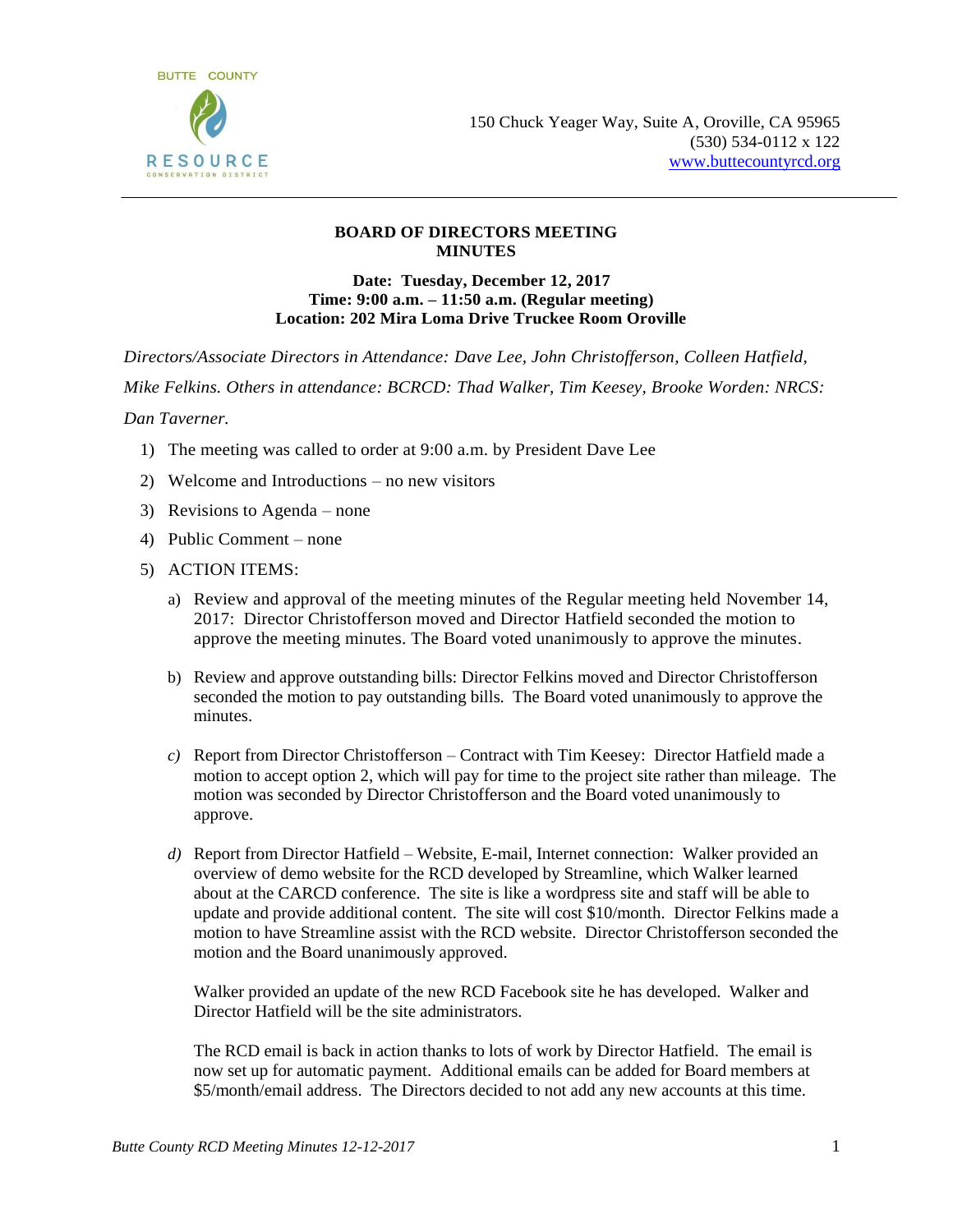BUTTE COUNTY
RESOURCE
CONSERVATION DISTRICT

150 Chuck Yeager Way, Suite A, Oroville, CA 95965
(530) 534-0112 x 122
www.buttecountyrcd.org

**BOARD OF DIRECTORS MEETING**
**MINUTES**

**Date: Tuesday, December 12, 2017**
**Time: 9:00 a.m. – 11:50 a.m. (Regular meeting)**
**Location: 202 Mira Loma Drive Truckee Room Oroville**

*Directors/Associate Directors in Attendance: Dave Lee, John Christofferson, Colleen Hatfield, Mike Felkins. Others in attendance: BCRCD: Thad Walker, Tim Keesey, Brooke Worden: NRCS: Dan Taverner.*

1) The meeting was called to order at 9:00 a.m. by President Dave Lee
2) Welcome and Introductions – no new visitors
3) Revisions to Agenda – none
4) Public Comment – none
5) ACTION ITEMS:

   a) Review and approval of the meeting minutes of the Regular meeting held November 14, 2017: Director Christofferson moved and Director Hatfield seconded the motion to approve the meeting minutes. The Board voted unanimously to approve the minutes.

   b) Review and approve outstanding bills: Director Felkins moved and Director Christofferson seconded the motion to pay outstanding bills. The Board voted unanimously to approve the minutes.

   *c)* Report from Director Christofferson – Contract with Tim Keesey: Director Hatfield made a motion to accept option 2, which will pay for time to the project site rather than mileage. The motion was seconded by Director Christofferson and the Board voted unanimously to approve.

   *d)* Report from Director Hatfield – Website, E-mail, Internet connection: Walker provided an overview of demo website for the RCD developed by Streamline, which Walker learned about at the CARCD conference. The site is like a wordpress site and staff will be able to update and provide additional content. The site will cost $10/month. Director Felkins made a motion to have Streamline assist with the RCD website. Director Christofferson seconded the motion and the Board unanimously approved.

   Walker provided an update of the new RCD Facebook site he has developed. Walker and Director Hatfield will be the site administrators.

   The RCD email is back in action thanks to lots of work by Director Hatfield. The email is now set up for automatic payment. Additional emails can be added for Board members at $5/month/email address. The Directors decided to not add any new accounts at this time.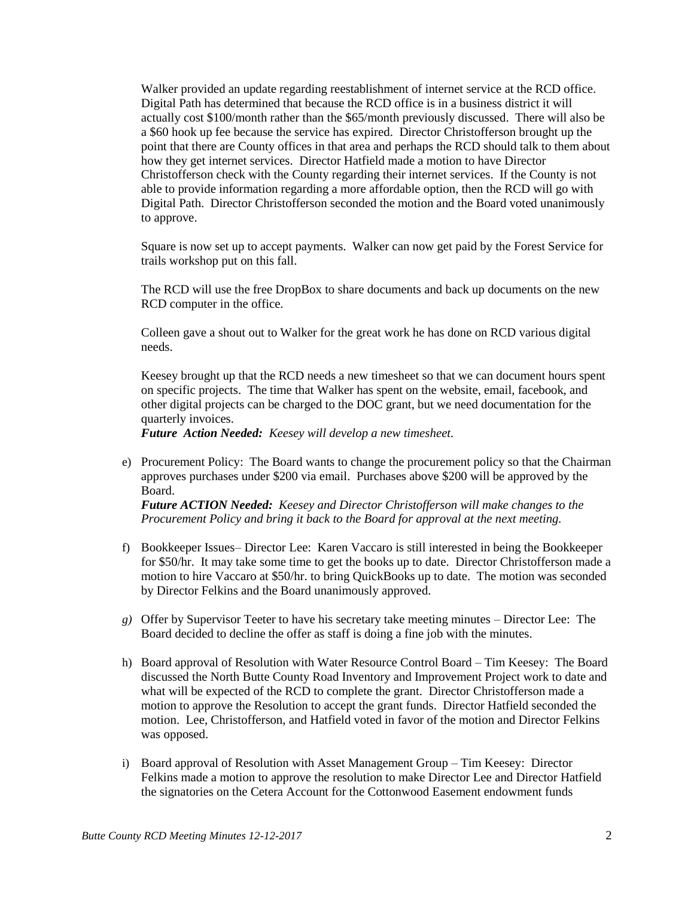Walker provided an update regarding reestablishment of internet service at the RCD office. Digital Path has determined that because the RCD office is in a business district it will actually cost $100/month rather than the $65/month previously discussed. There will also be a $60 hook up fee because the service has expired. Director Christofferson brought up the point that there are County offices in that area and perhaps the RCD should talk to them about how they get internet services. Director Hatfield made a motion to have Director Christofferson check with the County regarding their internet services. If the County is not able to provide information regarding a more affordable option, then the RCD will go with Digital Path. Director Christofferson seconded the motion and the Board voted unanimously to approve.

Square is now set up to accept payments. Walker can now get paid by the Forest Service for trails workshop put on this fall.

The RCD will use the free DropBox to share documents and back up documents on the new RCD computer in the office.

Colleen gave a shout out to Walker for the great work he has done on RCD various digital needs.

Keesey brought up that the RCD needs a new timesheet so that we can document hours spent on specific projects. The time that Walker has spent on the website, email, facebook, and other digital projects can be charged to the DOC grant, but we need documentation for the quarterly invoices.
***Future Action Needed:*** *Keesey will develop a new timesheet.*

e) Procurement Policy: The Board wants to change the procurement policy so that the Chairman approves purchases under $200 via email. Purchases above $200 will be approved by the Board.
***Future ACTION Needed:*** *Keesey and Director Christofferson will make changes to the Procurement Policy and bring it back to the Board for approval at the next meeting.*

f) Bookkeeper Issues– Director Lee: Karen Vaccaro is still interested in being the Bookkeeper for $50/hr. It may take some time to get the books up to date. Director Christofferson made a motion to hire Vaccaro at $50/hr. to bring QuickBooks up to date. The motion was seconded by Director Felkins and the Board unanimously approved.

*g)* Offer by Supervisor Teeter to have his secretary take meeting minutes – Director Lee: The Board decided to decline the offer as staff is doing a fine job with the minutes.

h) Board approval of Resolution with Water Resource Control Board – Tim Keesey: The Board discussed the North Butte County Road Inventory and Improvement Project work to date and what will be expected of the RCD to complete the grant. Director Christofferson made a motion to approve the Resolution to accept the grant funds. Director Hatfield seconded the motion. Lee, Christofferson, and Hatfield voted in favor of the motion and Director Felkins was opposed.

i) Board approval of Resolution with Asset Management Group – Tim Keesey: Director Felkins made a motion to approve the resolution to make Director Lee and Director Hatfield the signatories on the Cetera Account for the Cottonwood Easement endowment funds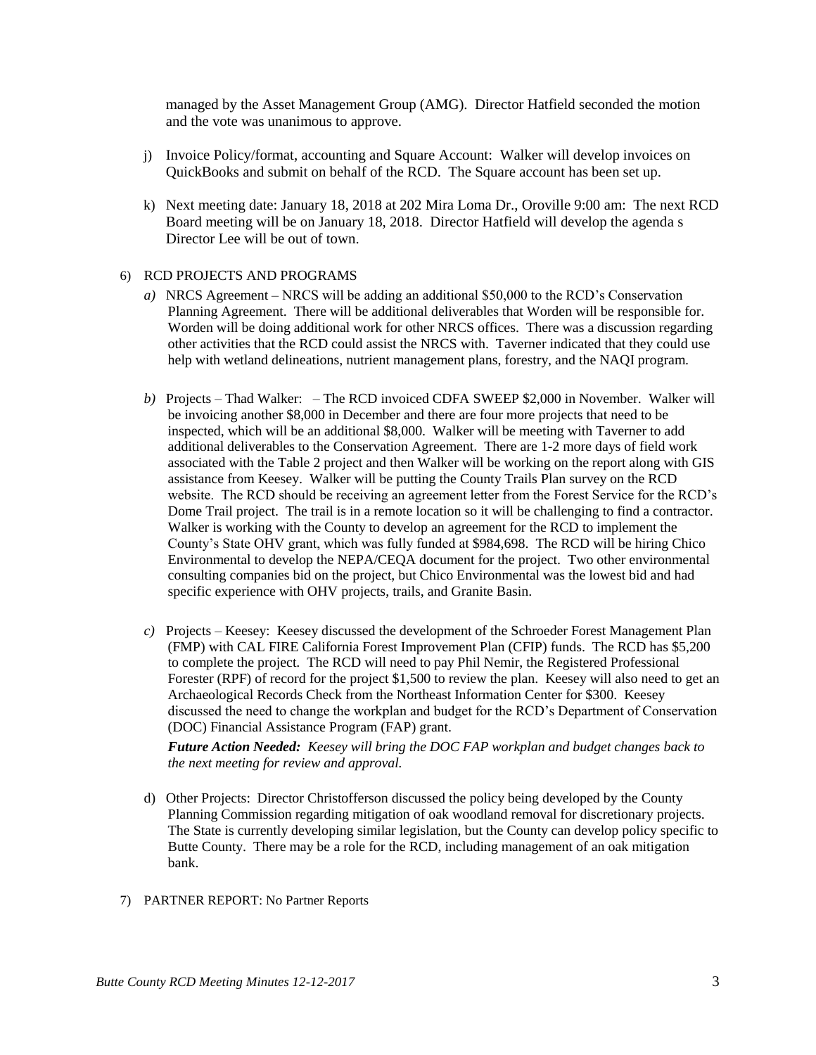managed by the Asset Management Group (AMG). Director Hatfield seconded the motion and the vote was unanimous to approve.

j) Invoice Policy/format, accounting and Square Account: Walker will develop invoices on QuickBooks and submit on behalf of the RCD. The Square account has been set up.

k) Next meeting date: January 18, 2018 at 202 Mira Loma Dr., Oroville 9:00 am: The next RCD Board meeting will be on January 18, 2018. Director Hatfield will develop the agenda s Director Lee will be out of town.

6) RCD PROJECTS AND PROGRAMS

*a)* NRCS Agreement – NRCS will be adding an additional $50,000 to the RCD's Conservation Planning Agreement. There will be additional deliverables that Worden will be responsible for. Worden will be doing additional work for other NRCS offices. There was a discussion regarding other activities that the RCD could assist the NRCS with. Taverner indicated that they could use help with wetland delineations, nutrient management plans, forestry, and the NAQI program.

*b)* Projects – Thad Walker: – The RCD invoiced CDFA SWEEP $2,000 in November. Walker will be invoicing another $8,000 in December and there are four more projects that need to be inspected, which will be an additional $8,000. Walker will be meeting with Taverner to add additional deliverables to the Conservation Agreement. There are 1-2 more days of field work associated with the Table 2 project and then Walker will be working on the report along with GIS assistance from Keesey. Walker will be putting the County Trails Plan survey on the RCD website. The RCD should be receiving an agreement letter from the Forest Service for the RCD's Dome Trail project. The trail is in a remote location so it will be challenging to find a contractor. Walker is working with the County to develop an agreement for the RCD to implement the County's State OHV grant, which was fully funded at $984,698. The RCD will be hiring Chico Environmental to develop the NEPA/CEQA document for the project. Two other environmental consulting companies bid on the project, but Chico Environmental was the lowest bid and had specific experience with OHV projects, trails, and Granite Basin.

*c)* Projects – Keesey: Keesey discussed the development of the Schroeder Forest Management Plan (FMP) with CAL FIRE California Forest Improvement Plan (CFIP) funds. The RCD has $5,200 to complete the project. The RCD will need to pay Phil Nemir, the Registered Professional Forester (RPF) of record for the project $1,500 to review the plan. Keesey will also need to get an Archaeological Records Check from the Northeast Information Center for $300. Keesey discussed the need to change the workplan and budget for the RCD's Department of Conservation (DOC) Financial Assistance Program (FAP) grant.

***Future Action Needed:*** *Keesey will bring the DOC FAP workplan and budget changes back to the next meeting for review and approval.*

d) Other Projects: Director Christofferson discussed the policy being developed by the County Planning Commission regarding mitigation of oak woodland removal for discretionary projects. The State is currently developing similar legislation, but the County can develop policy specific to Butte County. There may be a role for the RCD, including management of an oak mitigation bank.

7) PARTNER REPORT: No Partner Reports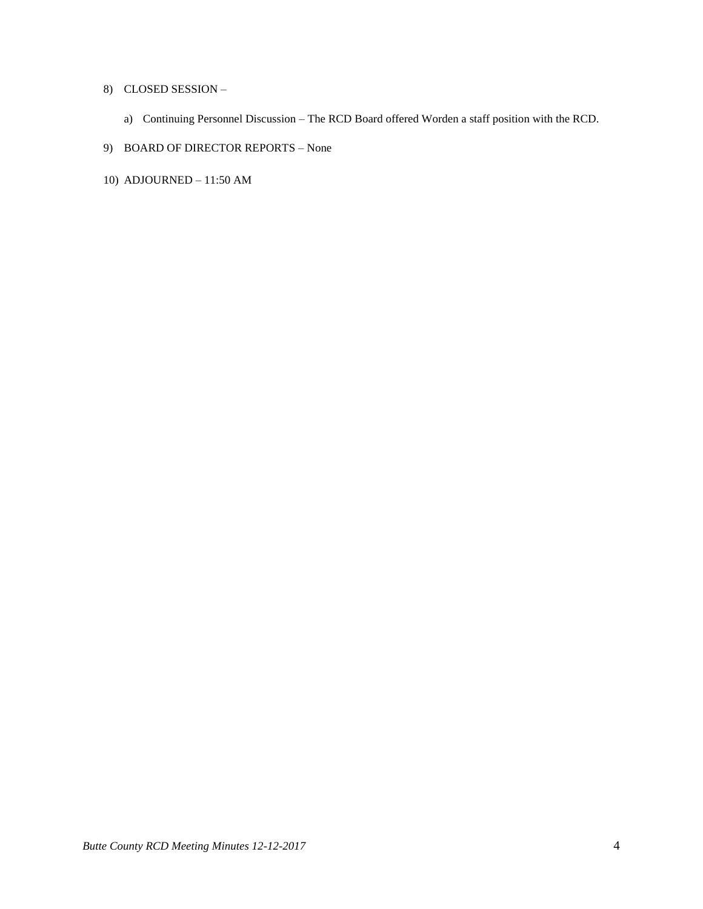8) CLOSED SESSION –

    a) Continuing Personnel Discussion – The RCD Board offered Worden a staff position with the RCD.

9) BOARD OF DIRECTOR REPORTS – None

10) ADJOURNED – 11:50 AM